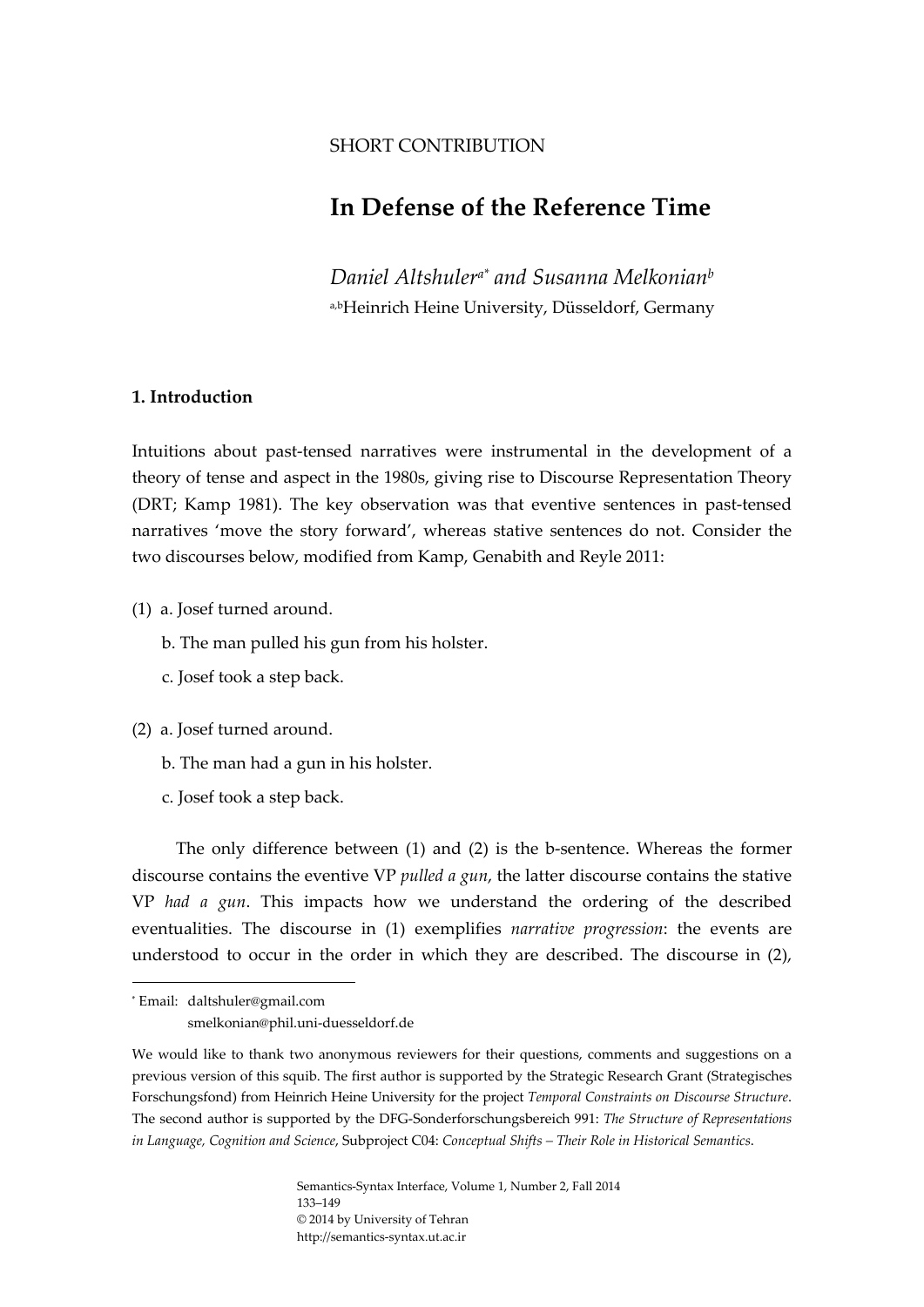SHORT CONTRIBUTION

# In Defense of the Reference Time

*Daniel Altshuler*[a*] *and Susanna Melkonian*[b]

[a,b]Heinrich Heine University, Düsseldorf, Germany

## 1. Introduction

Intuitions about past-tensed narratives were instrumental in the development of a theory of tense and aspect in the 1980s, giving rise to Discourse Representation Theory (DRT; Kamp 1981). The key observation was that eventive sentences in past-tensed narratives 'move the story forward', whereas stative sentences do not. Consider the two discourses below, modified from Kamp, Genabith and Reyle 2011:

(1) a. Josef turned around.
 b. The man pulled his gun from his holster.
 c. Josef took a step back.

(2) a. Josef turned around.
 b. The man had a gun in his holster.
 c. Josef took a step back.

The only difference between (1) and (2) is the b-sentence. Whereas the former discourse contains the eventive VP *pulled a gun*, the latter discourse contains the stative VP *had a gun*. This impacts how we understand the ordering of the described eventualities. The discourse in (1) exemplifies *narrative progression*: the events are understood to occur in the order in which they are described. The discourse in (2),

---

[*] Email: daltshuler@gmail.com
 smelkonian@phil.uni-duesseldorf.de

We would like to thank two anonymous reviewers for their questions, comments and suggestions on a previous version of this squib. The first author is supported by the Strategic Research Grant (Strategisches Forschungsfond) from Heinrich Heine University for the project *Temporal Constraints on Discourse Structure*. The second author is supported by the DFG-Sonderforschungsbereich 991: *The Structure of Representations in Language, Cognition and Science*, Subproject C04: *Conceptual Shifts – Their Role in Historical Semantics*.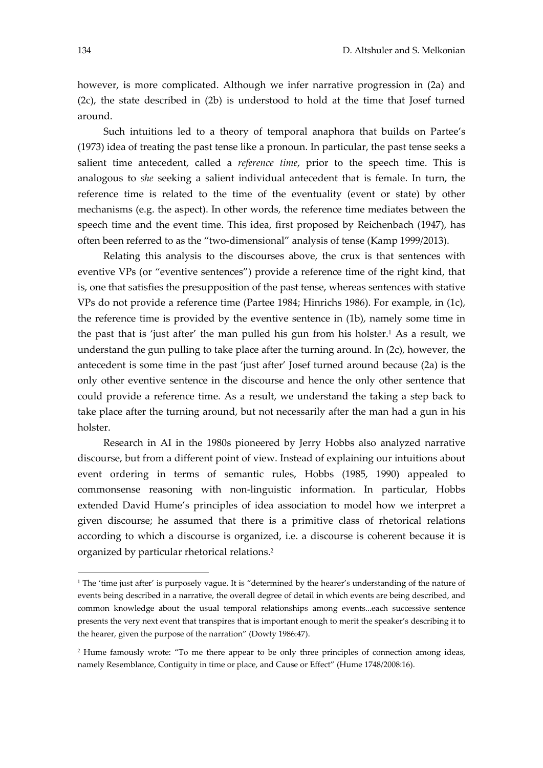however, is more complicated. Although we infer narrative progression in (2a) and (2c), the state described in (2b) is understood to hold at the time that Josef turned around.

Such intuitions led to a theory of temporal anaphora that builds on Partee's (1973) idea of treating the past tense like a pronoun. In particular, the past tense seeks a salient time antecedent, called a *reference time*, prior to the speech time. This is analogous to *she* seeking a salient individual antecedent that is female. In turn, the reference time is related to the time of the eventuality (event or state) by other mechanisms (e.g. the aspect). In other words, the reference time mediates between the speech time and the event time. This idea, first proposed by Reichenbach (1947), has often been referred to as the "two-dimensional" analysis of tense (Kamp 1999/2013).

Relating this analysis to the discourses above, the crux is that sentences with eventive VPs (or "eventive sentences") provide a reference time of the right kind, that is, one that satisfies the presupposition of the past tense, whereas sentences with stative VPs do not provide a reference time (Partee 1984; Hinrichs 1986). For example, in (1c), the reference time is provided by the eventive sentence in (1b), namely some time in the past that is 'just after' the man pulled his gun from his holster.[1] As a result, we understand the gun pulling to take place after the turning around. In (2c), however, the antecedent is some time in the past 'just after' Josef turned around because (2a) is the only other eventive sentence in the discourse and hence the only other sentence that could provide a reference time. As a result, we understand the taking a step back to take place after the turning around, but not necessarily after the man had a gun in his holster.

Research in AI in the 1980s pioneered by Jerry Hobbs also analyzed narrative discourse, but from a different point of view. Instead of explaining our intuitions about event ordering in terms of semantic rules, Hobbs (1985, 1990) appealed to commonsense reasoning with non-linguistic information. In particular, Hobbs extended David Hume's principles of idea association to model how we interpret a given discourse; he assumed that there is a primitive class of rhetorical relations according to which a discourse is organized, i.e. a discourse is coherent because it is organized by particular rhetorical relations.[2]

---

[1] The 'time just after' is purposely vague. It is "determined by the hearer's understanding of the nature of events being described in a narrative, the overall degree of detail in which events are being described, and common knowledge about the usual temporal relationships among events...each successive sentence presents the very next event that transpires that is important enough to merit the speaker's describing it to the hearer, given the purpose of the narration" (Dowty 1986:47).

[2] Hume famously wrote: "To me there appear to be only three principles of connection among ideas, namely Resemblance, Contiguity in time or place, and Cause or Effect" (Hume 1748/2008:16).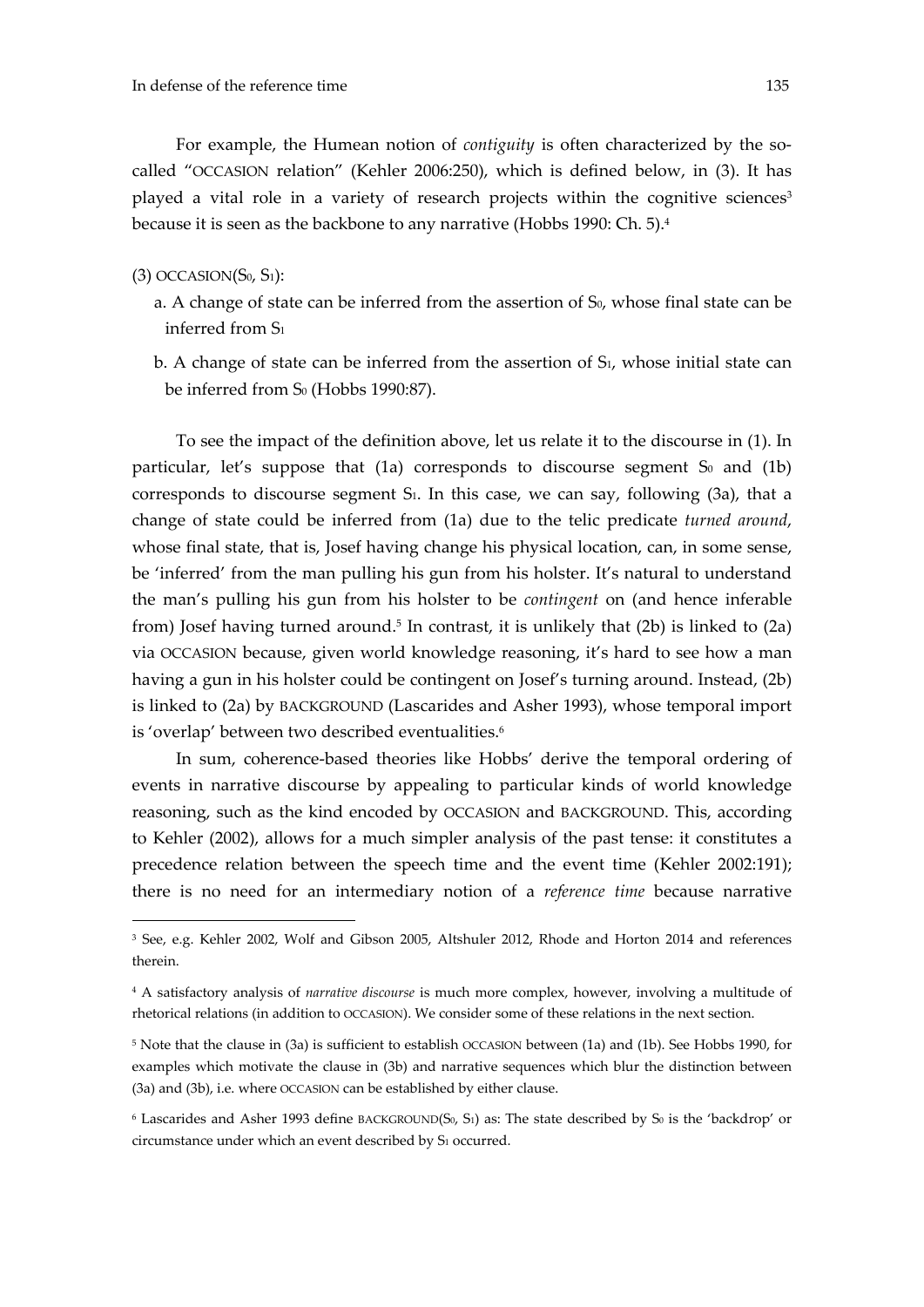For example, the Humean notion of *contiguity* is often characterized by the so-called "OCCASION relation" (Kehler 2006:250), which is defined below, in (3). It has played a vital role in a variety of research projects within the cognitive sciences[3] because it is seen as the backbone to any narrative (Hobbs 1990: Ch. 5).[4]

(3) OCCASION($S_0$, $S_1$):

a. A change of state can be inferred from the assertion of $S_0$, whose final state can be inferred from $S_1$

b. A change of state can be inferred from the assertion of $S_1$, whose initial state can be inferred from $S_0$ (Hobbs 1990:87).

To see the impact of the definition above, let us relate it to the discourse in (1). In particular, let's suppose that (1a) corresponds to discourse segment $S_0$ and (1b) corresponds to discourse segment $S_1$. In this case, we can say, following (3a), that a change of state could be inferred from (1a) due to the telic predicate *turned around*, whose final state, that is, Josef having change his physical location, can, in some sense, be 'inferred' from the man pulling his gun from his holster. It's natural to understand the man's pulling his gun from his holster to be *contingent* on (and hence inferable from) Josef having turned around.[5] In contrast, it is unlikely that (2b) is linked to (2a) via OCCASION because, given world knowledge reasoning, it's hard to see how a man having a gun in his holster could be contingent on Josef's turning around. Instead, (2b) is linked to (2a) by BACKGROUND (Lascarides and Asher 1993), whose temporal import is 'overlap' between two described eventualities.[6]

In sum, coherence-based theories like Hobbs' derive the temporal ordering of events in narrative discourse by appealing to particular kinds of world knowledge reasoning, such as the kind encoded by OCCASION and BACKGROUND. This, according to Kehler (2002), allows for a much simpler analysis of the past tense: it constitutes a precedence relation between the speech time and the event time (Kehler 2002:191); there is no need for an intermediary notion of a *reference time* because narrative

---

[3] See, e.g. Kehler 2002, Wolf and Gibson 2005, Altshuler 2012, Rhode and Horton 2014 and references therein.

[4] A satisfactory analysis of *narrative discourse* is much more complex, however, involving a multitude of rhetorical relations (in addition to OCCASION). We consider some of these relations in the next section.

[5] Note that the clause in (3a) is sufficient to establish OCCASION between (1a) and (1b). See Hobbs 1990, for examples which motivate the clause in (3b) and narrative sequences which blur the distinction between (3a) and (3b), i.e. where OCCASION can be established by either clause.

[6] Lascarides and Asher 1993 define BACKGROUND($S_0$, $S_1$) as: The state described by $S_0$ is the 'backdrop' or circumstance under which an event described by $S_1$ occurred.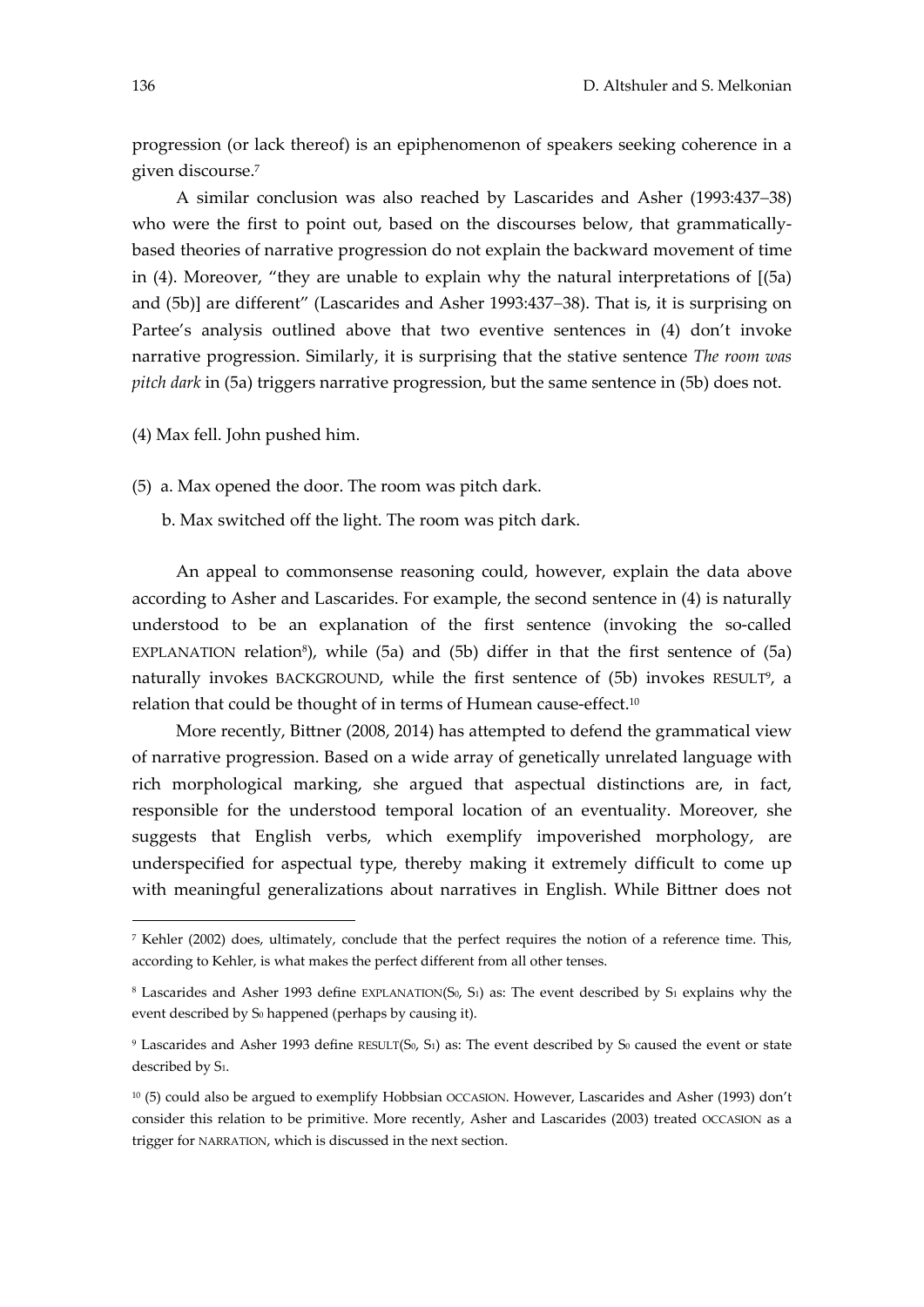progression (or lack thereof) is an epiphenomenon of speakers seeking coherence in a given discourse.[7]

A similar conclusion was also reached by Lascarides and Asher (1993:437–38) who were the first to point out, based on the discourses below, that grammatically-based theories of narrative progression do not explain the backward movement of time in (4). Moreover, "they are unable to explain why the natural interpretations of [(5a) and (5b)] are different" (Lascarides and Asher 1993:437–38). That is, it is surprising on Partee's analysis outlined above that two eventive sentences in (4) don't invoke narrative progression. Similarly, it is surprising that the stative sentence *The room was pitch dark* in (5a) triggers narrative progression, but the same sentence in (5b) does not.

(4) Max fell. John pushed him.

(5) a. Max opened the door. The room was pitch dark.

b. Max switched off the light. The room was pitch dark.

An appeal to commonsense reasoning could, however, explain the data above according to Asher and Lascarides. For example, the second sentence in (4) is naturally understood to be an explanation of the first sentence (invoking the so-called EXPLANATION relation[8]), while (5a) and (5b) differ in that the first sentence of (5a) naturally invokes BACKGROUND, while the first sentence of (5b) invokes RESULT[9], a relation that could be thought of in terms of Humean cause-effect.[10]

More recently, Bittner (2008, 2014) has attempted to defend the grammatical view of narrative progression. Based on a wide array of genetically unrelated language with rich morphological marking, she argued that aspectual distinctions are, in fact, responsible for the understood temporal location of an eventuality. Moreover, she suggests that English verbs, which exemplify impoverished morphology, are underspecified for aspectual type, thereby making it extremely difficult to come up with meaningful generalizations about narratives in English. While Bittner does not

---

[7] Kehler (2002) does, ultimately, conclude that the perfect requires the notion of a reference time. This, according to Kehler, is what makes the perfect different from all other tenses.

[8] Lascarides and Asher 1993 define EXPLANATION($S_0$, $S_1$) as: The event described by $S_1$ explains why the event described by $S_0$ happened (perhaps by causing it).

[9] Lascarides and Asher 1993 define RESULT($S_0$, $S_1$) as: The event described by $S_0$ caused the event or state described by $S_1$.

[10] (5) could also be argued to exemplify Hobbsian OCCASION. However, Lascarides and Asher (1993) don't consider this relation to be primitive. More recently, Asher and Lascarides (2003) treated OCCASION as a trigger for NARRATION, which is discussed in the next section.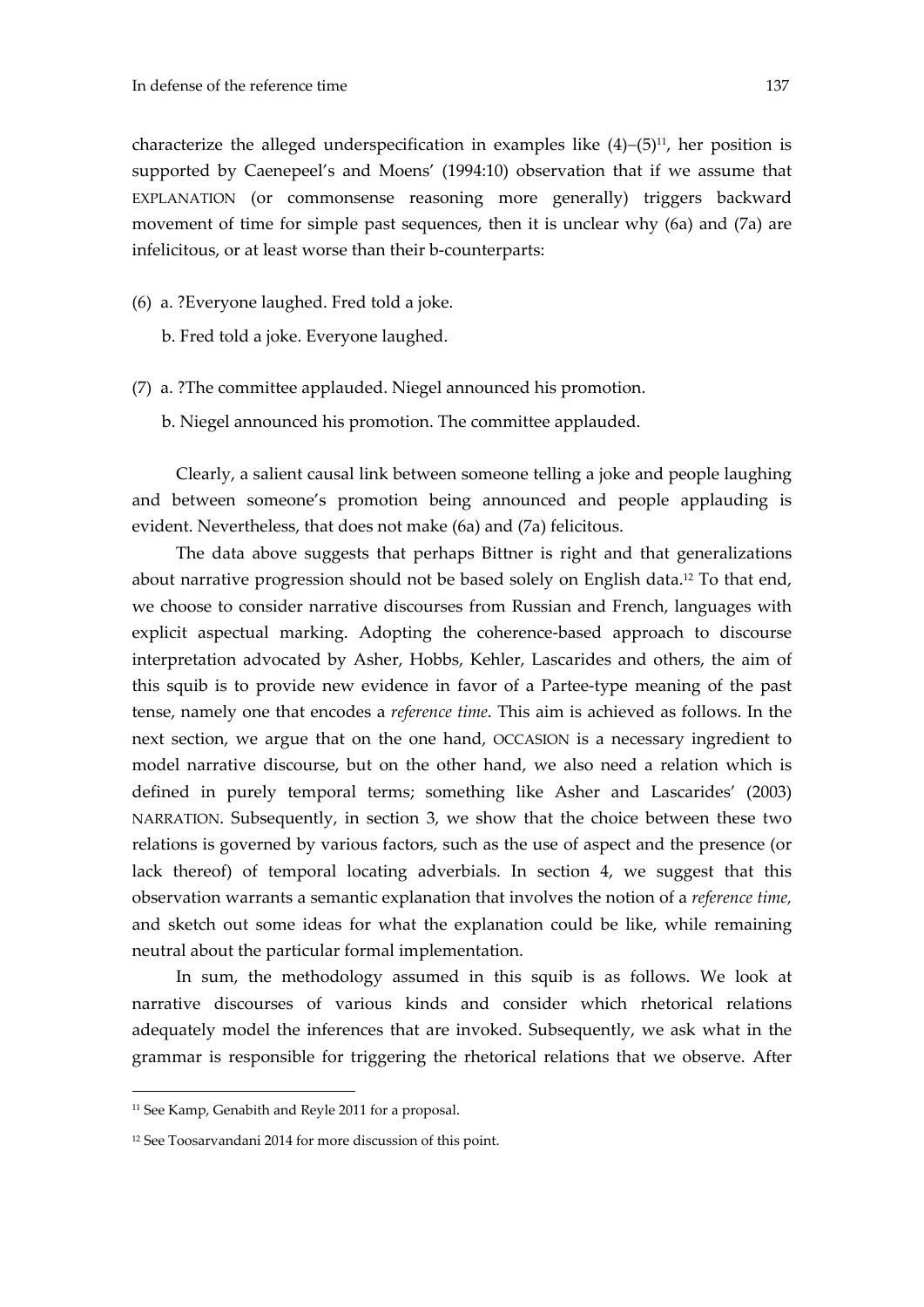characterize the alleged underspecification in examples like (4)–(5)[11], her position is supported by Caenepeel's and Moens' (1994:10) observation that if we assume that EXPLANATION (or commonsense reasoning more generally) triggers backward movement of time for simple past sequences, then it is unclear why (6a) and (7a) are infelicitous, or at least worse than their b-counterparts:

(6) a. ?Everyone laughed. Fred told a joke.

    b. Fred told a joke. Everyone laughed.

(7) a. ?The committee applauded. Niegel announced his promotion.

    b. Niegel announced his promotion. The committee applauded.

Clearly, a salient causal link between someone telling a joke and people laughing and between someone's promotion being announced and people applauding is evident. Nevertheless, that does not make (6a) and (7a) felicitous.

The data above suggests that perhaps Bittner is right and that generalizations about narrative progression should not be based solely on English data.[12] To that end, we choose to consider narrative discourses from Russian and French, languages with explicit aspectual marking. Adopting the coherence-based approach to discourse interpretation advocated by Asher, Hobbs, Kehler, Lascarides and others, the aim of this squib is to provide new evidence in favor of a Partee-type meaning of the past tense, namely one that encodes a *reference time*. This aim is achieved as follows. In the next section, we argue that on the one hand, OCCASION is a necessary ingredient to model narrative discourse, but on the other hand, we also need a relation which is defined in purely temporal terms; something like Asher and Lascarides' (2003) NARRATION. Subsequently, in section 3, we show that the choice between these two relations is governed by various factors, such as the use of aspect and the presence (or lack thereof) of temporal locating adverbials. In section 4, we suggest that this observation warrants a semantic explanation that involves the notion of a *reference time,* and sketch out some ideas for what the explanation could be like, while remaining neutral about the particular formal implementation.

In sum, the methodology assumed in this squib is as follows. We look at narrative discourses of various kinds and consider which rhetorical relations adequately model the inferences that are invoked. Subsequently, we ask what in the grammar is responsible for triggering the rhetorical relations that we observe. After

---

[11] See Kamp, Genabith and Reyle 2011 for a proposal.

[12] See Toosarvandani 2014 for more discussion of this point.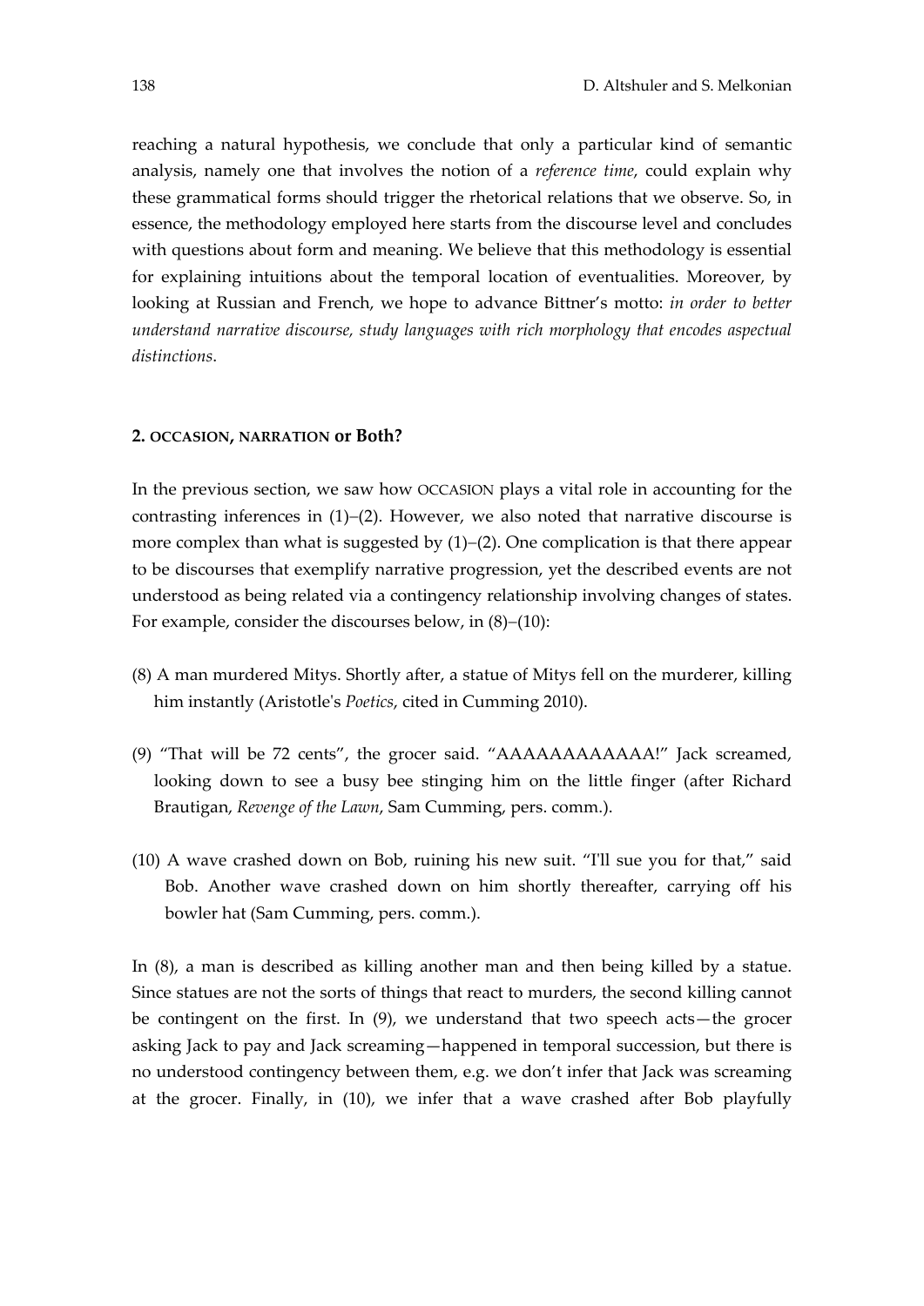reaching a natural hypothesis, we conclude that only a particular kind of semantic analysis, namely one that involves the notion of a *reference time*, could explain why these grammatical forms should trigger the rhetorical relations that we observe. So, in essence, the methodology employed here starts from the discourse level and concludes with questions about form and meaning. We believe that this methodology is essential for explaining intuitions about the temporal location of eventualities. Moreover, by looking at Russian and French, we hope to advance Bittner's motto: *in order to better understand narrative discourse, study languages with rich morphology that encodes aspectual distinctions*.

## 2. OCCASION, NARRATION or Both?

In the previous section, we saw how OCCASION plays a vital role in accounting for the contrasting inferences in (1)–(2). However, we also noted that narrative discourse is more complex than what is suggested by (1)–(2). One complication is that there appear to be discourses that exemplify narrative progression, yet the described events are not understood as being related via a contingency relationship involving changes of states. For example, consider the discourses below, in (8)–(10):

(8) A man murdered Mitys. Shortly after, a statue of Mitys fell on the murderer, killing him instantly (Aristotle's *Poetics*, cited in Cumming 2010).

(9) "That will be 72 cents", the grocer said. "AAAAAAAAAAAA!" Jack screamed, looking down to see a busy bee stinging him on the little finger (after Richard Brautigan, *Revenge of the Lawn*, Sam Cumming, pers. comm.).

(10) A wave crashed down on Bob, ruining his new suit. "I'll sue you for that," said Bob. Another wave crashed down on him shortly thereafter, carrying off his bowler hat (Sam Cumming, pers. comm.).

In (8), a man is described as killing another man and then being killed by a statue. Since statues are not the sorts of things that react to murders, the second killing cannot be contingent on the first. In (9), we understand that two speech acts—the grocer asking Jack to pay and Jack screaming—happened in temporal succession, but there is no understood contingency between them, e.g. we don't infer that Jack was screaming at the grocer. Finally, in (10), we infer that a wave crashed after Bob playfully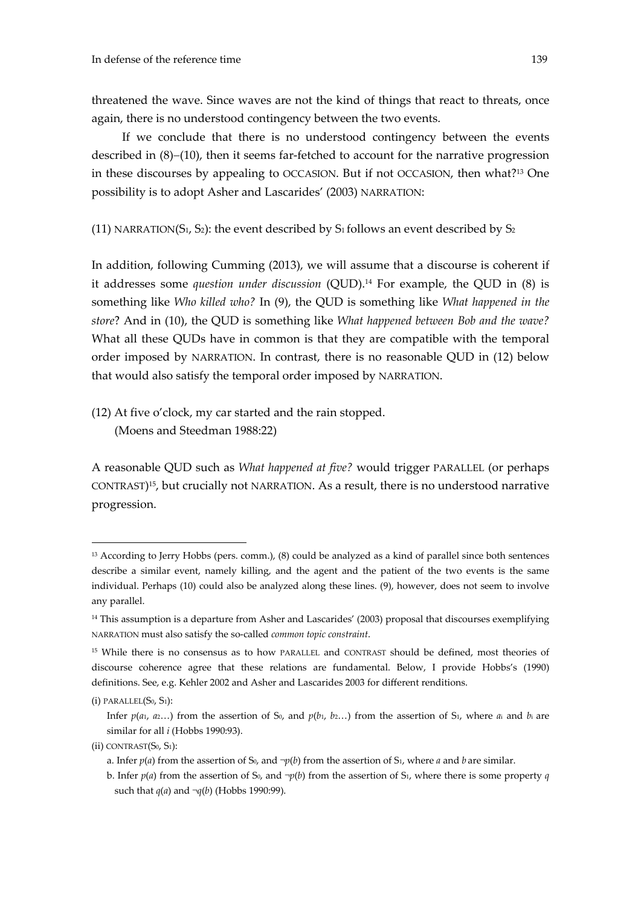threatened the wave. Since waves are not the kind of things that react to threats, once again, there is no understood contingency between the two events.

If we conclude that there is no understood contingency between the events described in (8)–(10), then it seems far-fetched to account for the narrative progression in these discourses by appealing to OCCASION. But if not OCCASION, then what?[13] One possibility is to adopt Asher and Lascarides' (2003) NARRATION:

(11) NARRATION($S_1$, $S_2$): the event described by $S_1$ follows an event described by $S_2$

In addition, following Cumming (2013), we will assume that a discourse is coherent if it addresses some *question under discussion* (QUD).[14] For example, the QUD in (8) is something like *Who killed who?* In (9), the QUD is something like *What happened in the store*? And in (10), the QUD is something like *What happened between Bob and the wave?* What all these QUDs have in common is that they are compatible with the temporal order imposed by NARRATION. In contrast, there is no reasonable QUD in (12) below that would also satisfy the temporal order imposed by NARRATION.

(12) At five o'clock, my car started and the rain stopped.
(Moens and Steedman 1988:22)

A reasonable QUD such as *What happened at five?* would trigger PARALLEL (or perhaps CONTRAST)[15], but crucially not NARRATION. As a result, there is no understood narrative progression.

---

[13] According to Jerry Hobbs (pers. comm.), (8) could be analyzed as a kind of parallel since both sentences describe a similar event, namely killing, and the agent and the patient of the two events is the same individual. Perhaps (10) could also be analyzed along these lines. (9), however, does not seem to involve any parallel.

[14] This assumption is a departure from Asher and Lascarides' (2003) proposal that discourses exemplifying NARRATION must also satisfy the so-called *common topic constraint*.

[15] While there is no consensus as to how PARALLEL and CONTRAST should be defined, most theories of discourse coherence agree that these relations are fundamental. Below, I provide Hobbs's (1990) definitions. See, e.g. Kehler 2002 and Asher and Lascarides 2003 for different renditions.

(i) PARALLEL($S_0$, $S_1$):

Infer $p(a_1, a_2\ldots)$ from the assertion of $S_0$, and $p(b_1, b_2\ldots)$ from the assertion of $S_1$, where $a_i$ and $b_i$ are similar for all $i$ (Hobbs 1990:93).

(ii) CONTRAST($S_0$, $S_1$):

a. Infer $p(a)$ from the assertion of $S_0$, and $\neg p(b)$ from the assertion of $S_1$, where $a$ and $b$ are similar.

b. Infer $p(a)$ from the assertion of $S_0$, and $\neg p(b)$ from the assertion of $S_1$, where there is some property $q$ such that $q(a)$ and $\neg q(b)$ (Hobbs 1990:99).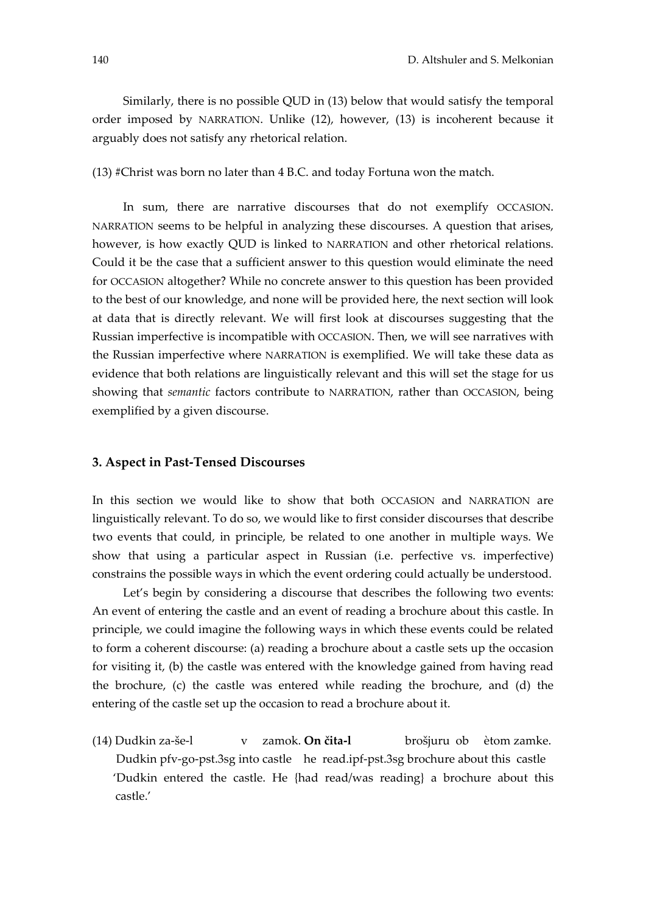Similarly, there is no possible QUD in (13) below that would satisfy the temporal order imposed by NARRATION. Unlike (12), however, (13) is incoherent because it arguably does not satisfy any rhetorical relation.

(13) #Christ was born no later than 4 B.C. and today Fortuna won the match.

In sum, there are narrative discourses that do not exemplify OCCASION. NARRATION seems to be helpful in analyzing these discourses. A question that arises, however, is how exactly QUD is linked to NARRATION and other rhetorical relations. Could it be the case that a sufficient answer to this question would eliminate the need for OCCASION altogether? While no concrete answer to this question has been provided to the best of our knowledge, and none will be provided here, the next section will look at data that is directly relevant. We will first look at discourses suggesting that the Russian imperfective is incompatible with OCCASION. Then, we will see narratives with the Russian imperfective where NARRATION is exemplified. We will take these data as evidence that both relations are linguistically relevant and this will set the stage for us showing that *semantic* factors contribute to NARRATION, rather than OCCASION, being exemplified by a given discourse.

## 3. Aspect in Past-Tensed Discourses

In this section we would like to show that both OCCASION and NARRATION are linguistically relevant. To do so, we would like to first consider discourses that describe two events that could, in principle, be related to one another in multiple ways. We show that using a particular aspect in Russian (i.e. perfective vs. imperfective) constrains the possible ways in which the event ordering could actually be understood.

Let's begin by considering a discourse that describes the following two events: An event of entering the castle and an event of reading a brochure about this castle. In principle, we could imagine the following ways in which these events could be related to form a coherent discourse: (a) reading a brochure about a castle sets up the occasion for visiting it, (b) the castle was entered with the knowledge gained from having read the brochure, (c) the castle was entered while reading the brochure, and (d) the entering of the castle set up the occasion to read a brochure about it.

(14) Dudkin za-še-l v zamok. **On čita-l** brošjuru ob ètom zamke.
Dudkin pfv-go-pst.3sg into castle he read.ipf-pst.3sg brochure about this castle
'Dudkin entered the castle. He {had read/was reading} a brochure about this castle.'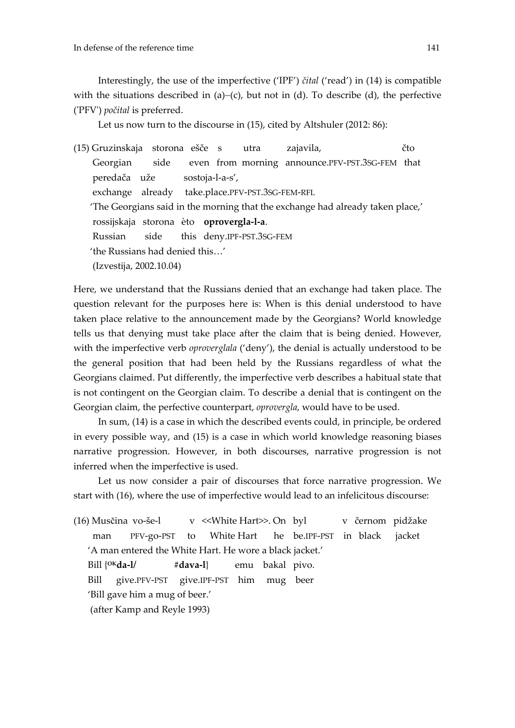Interestingly, the use of the imperfective ('IPF') *čital* ('read') in (14) is compatible with the situations described in (a)–(c), but not in (d). To describe (d), the perfective ('PFV') *počital* is preferred.

Let us now turn to the discourse in (15), cited by Altshuler (2012: 86):

(15) Gruzinskaja storona ešče s utra zajavila, čto
Georgian side even from morning announce.PFV-PST.3SG-FEM that
peredača uže sostoja-l-a-s',
exchange already take.place.PFV-PST.3SG-FEM-RFL
'The Georgians said in the morning that the exchange had already taken place,'
rossijskaja storona èto **oprovergla-l-a**.
Russian side this deny.IPF-PST.3SG-FEM
'the Russians had denied this…'
(Izvestija, 2002.10.04)

Here, we understand that the Russians denied that an exchange had taken place. The question relevant for the purposes here is: When is this denial understood to have taken place relative to the announcement made by the Georgians? World knowledge tells us that denying must take place after the claim that is being denied. However, with the imperfective verb *oproverglala* ('deny'), the denial is actually understood to be the general position that had been held by the Russians regardless of what the Georgians claimed. Put differently, the imperfective verb describes a habitual state that is not contingent on the Georgian claim. To describe a denial that is contingent on the Georgian claim, the perfective counterpart, *oprovergla*, would have to be used.

In sum, (14) is a case in which the described events could, in principle, be ordered in every possible way, and (15) is a case in which world knowledge reasoning biases narrative progression. However, in both discourses, narrative progression is not inferred when the imperfective is used.

Let us now consider a pair of discourses that force narrative progression. We start with (16), where the use of imperfective would lead to an infelicitous discourse:

(16) Muščina vo-še-l v <<White Hart>>. On byl v černom pidžake
man PFV-go-PST to White Hart he be.IPF-PST in black jacket
'A man entered the White Hart. He wore a black jacket.'
Bill {[OK]**da-l**/ #**dava-l**} emu bakal pivo.
Bill give.PFV-PST give.IPF-PST him mug beer
'Bill gave him a mug of beer.'
(after Kamp and Reyle 1993)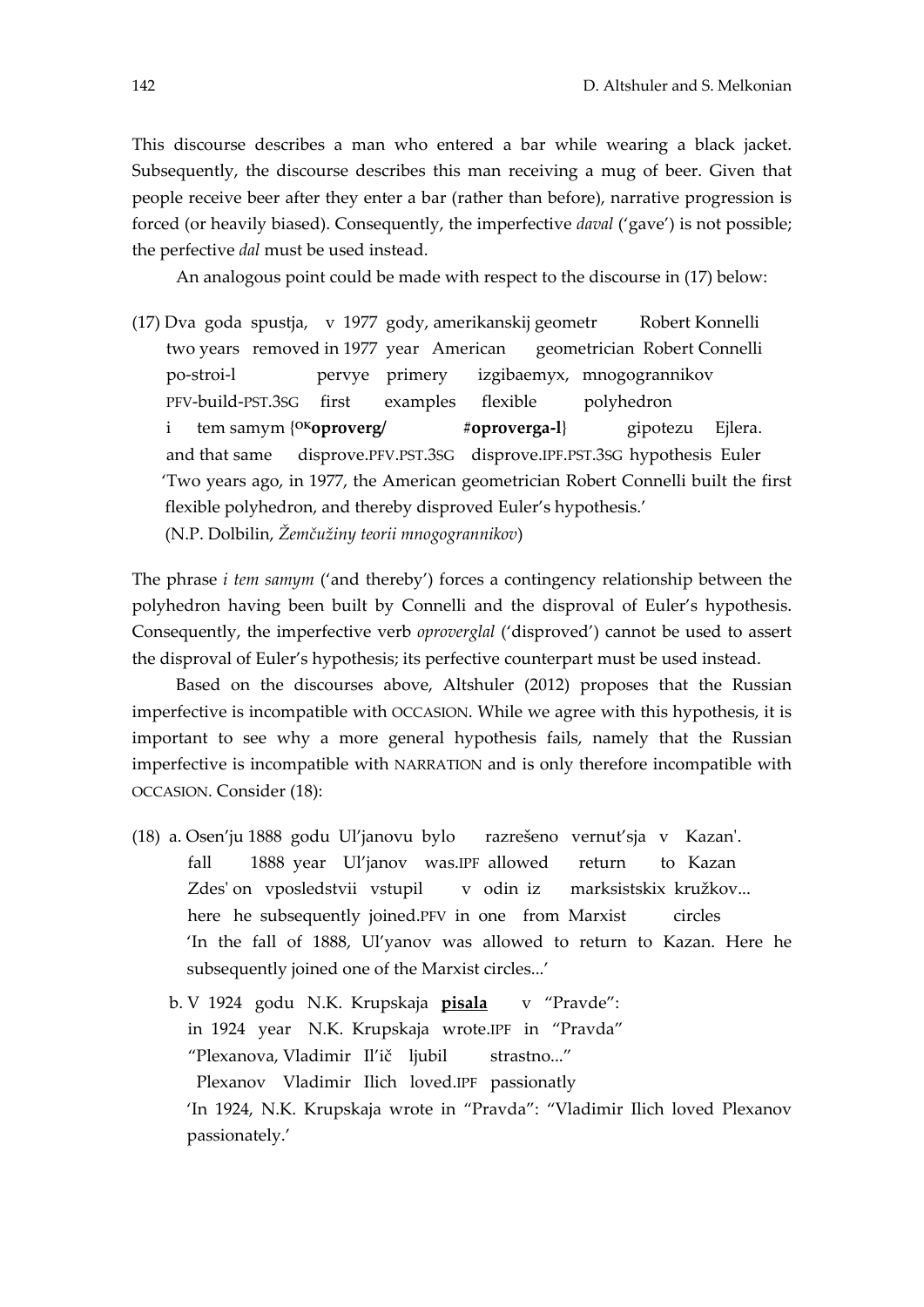This discourse describes a man who entered a bar while wearing a black jacket. Subsequently, the discourse describes this man receiving a mug of beer. Given that people receive beer after they enter a bar (rather than before), narrative progression is forced (or heavily biased). Consequently, the imperfective *daval* ('gave') is not possible; the perfective *dal* must be used instead.

An analogous point could be made with respect to the discourse in (17) below:

(17) Dva goda spustja, v 1977 gody, amerikanskij geometr Robert Konnelli
two years removed in 1977 year American geometrician Robert Connelli
po-stroi-l pervye primery izgibaemyx, mnogogrannikov
PFV-build-PST.3SG first examples flexible polyhedron
i tem samym {$^{OK}$**oproverg/** #**oproverga-l**} gipotezu Ejlera.
and that same disprove.PFV.PST.3SG disprove.IPF.PST.3SG hypothesis Euler
'Two years ago, in 1977, the American geometrician Robert Connelli built the first flexible polyhedron, and thereby disproved Euler's hypothesis.'
(N.P. Dolbilin, *Žemčužiny teorii mnogogrannikov*)

The phrase *i tem samym* ('and thereby') forces a contingency relationship between the polyhedron having been built by Connelli and the disproval of Euler's hypothesis. Consequently, the imperfective verb *oproverglal* ('disproved') cannot be used to assert the disproval of Euler's hypothesis; its perfective counterpart must be used instead.

Based on the discourses above, Altshuler (2012) proposes that the Russian imperfective is incompatible with OCCASION. While we agree with this hypothesis, it is important to see why a more general hypothesis fails, namely that the Russian imperfective is incompatible with NARRATION and is only therefore incompatible with OCCASION. Consider (18):

(18) a. Osen'ju 1888 godu Ul'janovu bylo razrešeno vernut'sja v Kazan'.
fall 1888 year Ul'janov was.IPF allowed return to Kazan
Zdes' on vposledstvii vstupil v odin iz marksistskix kružkov...
here he subsequently joined.PFV in one from Marxist circles
'In the fall of 1888, Ul'yanov was allowed to return to Kazan. Here he subsequently joined one of the Marxist circles...'

b. V 1924 godu N.K. Krupskaja **pisala** v "Pravde":
in 1924 year N.K. Krupskaja wrote.IPF in "Pravda"
"Plexanova, Vladimir Il'ič ljubil strastno..."
Plexanov Vladimir Ilich loved.IPF passionatly
'In 1924, N.K. Krupskaja wrote in "Pravda": "Vladimir Ilich loved Plexanov passionately.'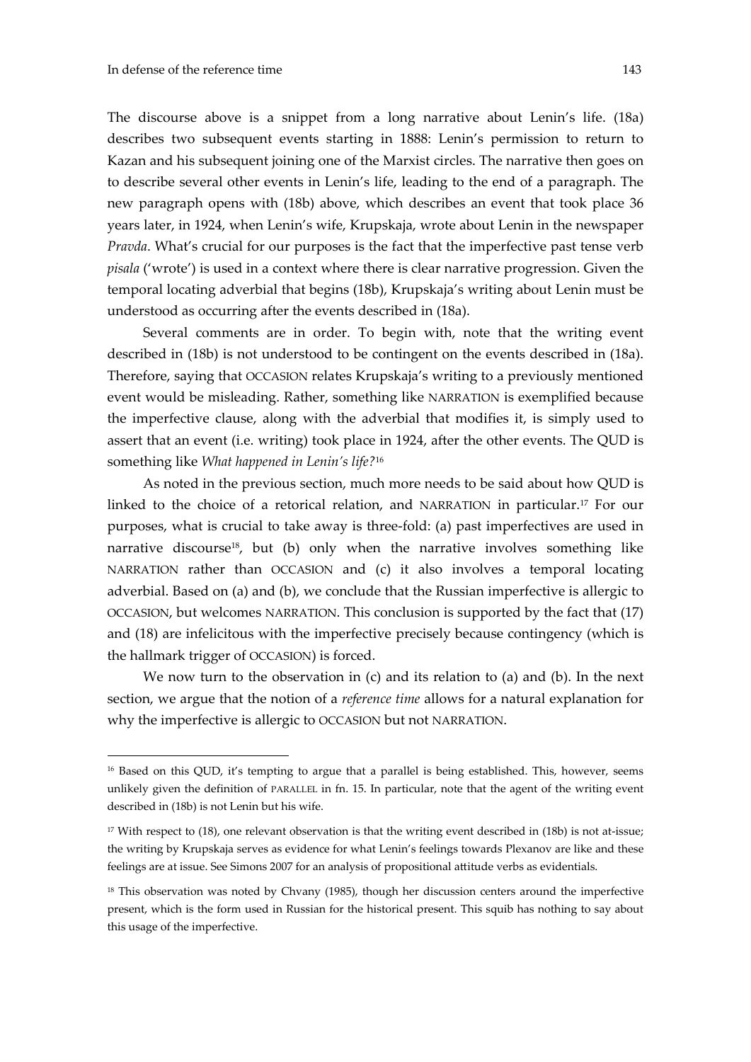The discourse above is a snippet from a long narrative about Lenin's life. (18a) describes two subsequent events starting in 1888: Lenin's permission to return to Kazan and his subsequent joining one of the Marxist circles. The narrative then goes on to describe several other events in Lenin's life, leading to the end of a paragraph. The new paragraph opens with (18b) above, which describes an event that took place 36 years later, in 1924, when Lenin's wife, Krupskaja, wrote about Lenin in the newspaper *Pravda*. What's crucial for our purposes is the fact that the imperfective past tense verb *pisala* ('wrote') is used in a context where there is clear narrative progression. Given the temporal locating adverbial that begins (18b), Krupskaja's writing about Lenin must be understood as occurring after the events described in (18a).

Several comments are in order. To begin with, note that the writing event described in (18b) is not understood to be contingent on the events described in (18a). Therefore, saying that OCCASION relates Krupskaja's writing to a previously mentioned event would be misleading. Rather, something like NARRATION is exemplified because the imperfective clause, along with the adverbial that modifies it, is simply used to assert that an event (i.e. writing) took place in 1924, after the other events. The QUD is something like *What happened in Lenin's life?*[16]

As noted in the previous section, much more needs to be said about how QUD is linked to the choice of a retorical relation, and NARRATION in particular.[17] For our purposes, what is crucial to take away is three-fold: (a) past imperfectives are used in narrative discourse[18], but (b) only when the narrative involves something like NARRATION rather than OCCASION and (c) it also involves a temporal locating adverbial. Based on (a) and (b), we conclude that the Russian imperfective is allergic to OCCASION, but welcomes NARRATION. This conclusion is supported by the fact that (17) and (18) are infelicitous with the imperfective precisely because contingency (which is the hallmark trigger of OCCASION) is forced.

We now turn to the observation in (c) and its relation to (a) and (b). In the next section, we argue that the notion of a *reference time* allows for a natural explanation for why the imperfective is allergic to OCCASION but not NARRATION.

---

[16] Based on this QUD, it's tempting to argue that a parallel is being established. This, however, seems unlikely given the definition of PARALLEL in fn. 15. In particular, note that the agent of the writing event described in (18b) is not Lenin but his wife.

[17] With respect to (18), one relevant observation is that the writing event described in (18b) is not at-issue; the writing by Krupskaja serves as evidence for what Lenin's feelings towards Plexanov are like and these feelings are at issue. See Simons 2007 for an analysis of propositional attitude verbs as evidentials.

[18] This observation was noted by Chvany (1985), though her discussion centers around the imperfective present, which is the form used in Russian for the historical present. This squib has nothing to say about this usage of the imperfective.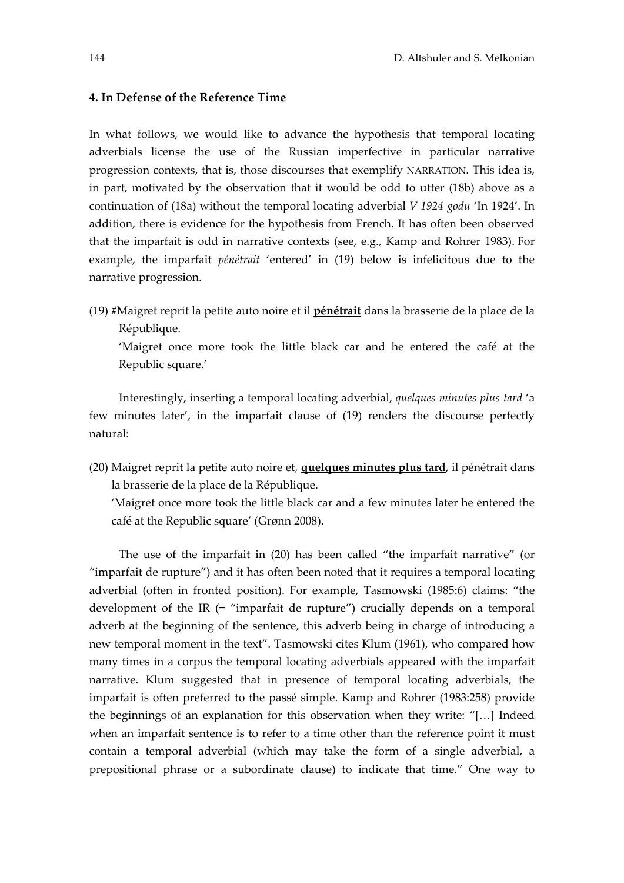## 4. In Defense of the Reference Time

In what follows, we would like to advance the hypothesis that temporal locating adverbials license the use of the Russian imperfective in particular narrative progression contexts, that is, those discourses that exemplify NARRATION. This idea is, in part, motivated by the observation that it would be odd to utter (18b) above as a continuation of (18a) without the temporal locating adverbial *V 1924 godu* 'In 1924'. In addition, there is evidence for the hypothesis from French. It has often been observed that the imparfait is odd in narrative contexts (see, e.g., Kamp and Rohrer 1983). For example, the imparfait *pénétrait* 'entered' in (19) below is infelicitous due to the narrative progression.

(19) #Maigret reprit la petite auto noire et il **pénétrait** dans la brasserie de la place de la République.
'Maigret once more took the little black car and he entered the café at the Republic square.'

Interestingly, inserting a temporal locating adverbial, *quelques minutes plus tard* 'a few minutes later', in the imparfait clause of (19) renders the discourse perfectly natural:

(20) Maigret reprit la petite auto noire et, **quelques minutes plus tard**, il pénétrait dans la brasserie de la place de la République.
'Maigret once more took the little black car and a few minutes later he entered the café at the Republic square' (Grønn 2008).

The use of the imparfait in (20) has been called "the imparfait narrative" (or "imparfait de rupture") and it has often been noted that it requires a temporal locating adverbial (often in fronted position). For example, Tasmowski (1985:6) claims: "the development of the IR (= "imparfait de rupture") crucially depends on a temporal adverb at the beginning of the sentence, this adverb being in charge of introducing a new temporal moment in the text". Tasmowski cites Klum (1961), who compared how many times in a corpus the temporal locating adverbials appeared with the imparfait narrative. Klum suggested that in presence of temporal locating adverbials, the imparfait is often preferred to the passé simple. Kamp and Rohrer (1983:258) provide the beginnings of an explanation for this observation when they write: "[…] Indeed when an imparfait sentence is to refer to a time other than the reference point it must contain a temporal adverbial (which may take the form of a single adverbial, a prepositional phrase or a subordinate clause) to indicate that time." One way to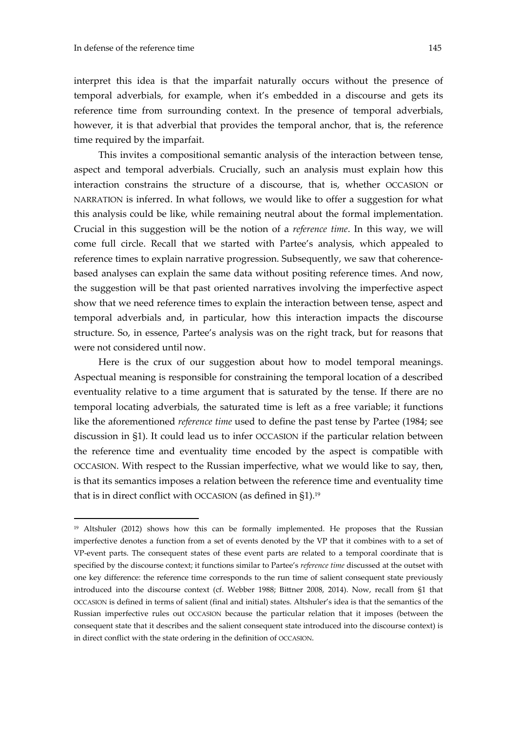interpret this idea is that the imparfait naturally occurs without the presence of temporal adverbials, for example, when it's embedded in a discourse and gets its reference time from surrounding context. In the presence of temporal adverbials, however, it is that adverbial that provides the temporal anchor, that is, the reference time required by the imparfait.

This invites a compositional semantic analysis of the interaction between tense, aspect and temporal adverbials. Crucially, such an analysis must explain how this interaction constrains the structure of a discourse, that is, whether OCCASION or NARRATION is inferred. In what follows, we would like to offer a suggestion for what this analysis could be like, while remaining neutral about the formal implementation. Crucial in this suggestion will be the notion of a *reference time*. In this way, we will come full circle. Recall that we started with Partee's analysis, which appealed to reference times to explain narrative progression. Subsequently, we saw that coherence-based analyses can explain the same data without positing reference times. And now, the suggestion will be that past oriented narratives involving the imperfective aspect show that we need reference times to explain the interaction between tense, aspect and temporal adverbials and, in particular, how this interaction impacts the discourse structure. So, in essence, Partee's analysis was on the right track, but for reasons that were not considered until now.

Here is the crux of our suggestion about how to model temporal meanings. Aspectual meaning is responsible for constraining the temporal location of a described eventuality relative to a time argument that is saturated by the tense. If there are no temporal locating adverbials, the saturated time is left as a free variable; it functions like the aforementioned *reference time* used to define the past tense by Partee (1984; see discussion in §1). It could lead us to infer OCCASION if the particular relation between the reference time and eventuality time encoded by the aspect is compatible with OCCASION. With respect to the Russian imperfective, what we would like to say, then, is that its semantics imposes a relation between the reference time and eventuality time that is in direct conflict with OCCASION (as defined in §1).[19]

---

[19] Altshuler (2012) shows how this can be formally implemented. He proposes that the Russian imperfective denotes a function from a set of events denoted by the VP that it combines with to a set of VP-event parts. The consequent states of these event parts are related to a temporal coordinate that is specified by the discourse context; it functions similar to Partee's *reference time* discussed at the outset with one key difference: the reference time corresponds to the run time of salient consequent state previously introduced into the discourse context (cf. Webber 1988; Bittner 2008, 2014). Now, recall from §1 that OCCASION is defined in terms of salient (final and initial) states. Altshuler's idea is that the semantics of the Russian imperfective rules out OCCASION because the particular relation that it imposes (between the consequent state that it describes and the salient consequent state introduced into the discourse context) is in direct conflict with the state ordering in the definition of OCCASION.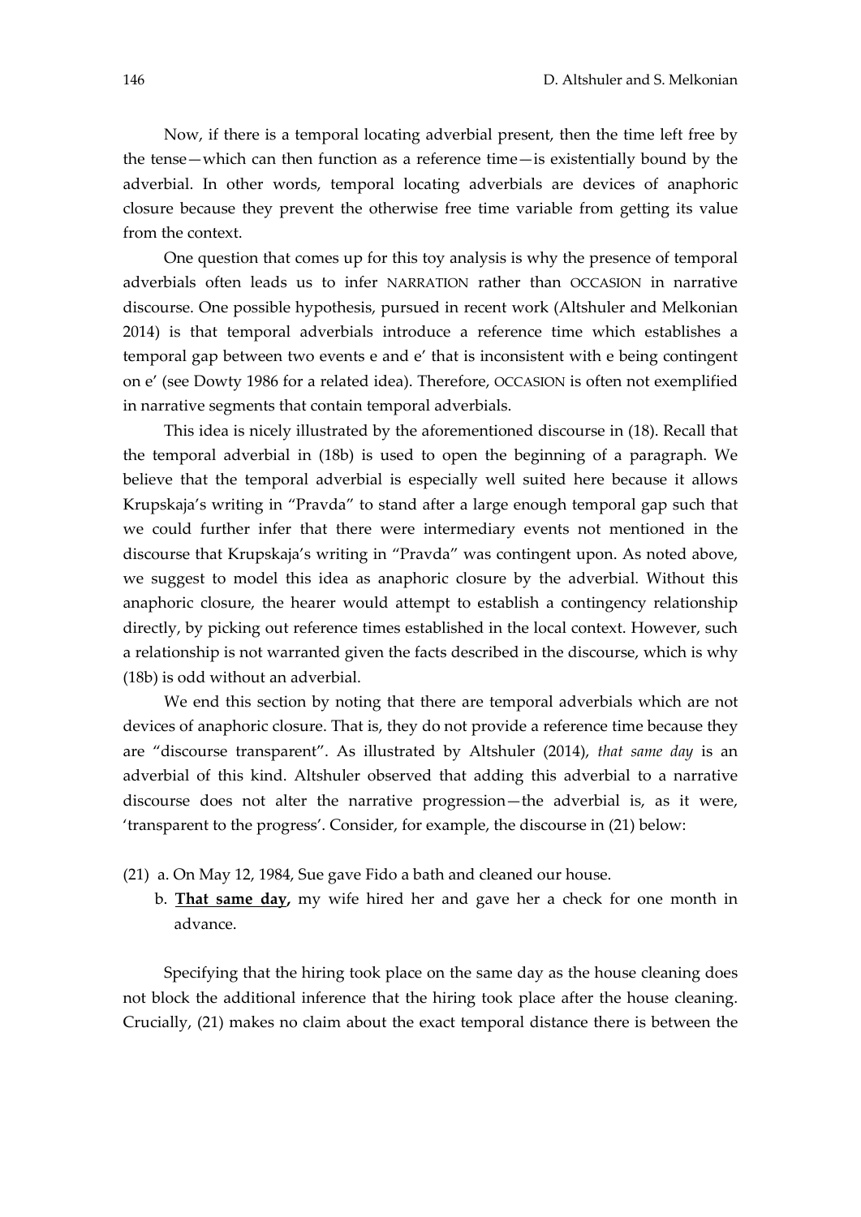Now, if there is a temporal locating adverbial present, then the time left free by the tense—which can then function as a reference time—is existentially bound by the adverbial. In other words, temporal locating adverbials are devices of anaphoric closure because they prevent the otherwise free time variable from getting its value from the context.

One question that comes up for this toy analysis is why the presence of temporal adverbials often leads us to infer NARRATION rather than OCCASION in narrative discourse. One possible hypothesis, pursued in recent work (Altshuler and Melkonian 2014) is that temporal adverbials introduce a reference time which establishes a temporal gap between two events e and e′ that is inconsistent with e being contingent on e′ (see Dowty 1986 for a related idea). Therefore, OCCASION is often not exemplified in narrative segments that contain temporal adverbials.

This idea is nicely illustrated by the aforementioned discourse in (18). Recall that the temporal adverbial in (18b) is used to open the beginning of a paragraph. We believe that the temporal adverbial is especially well suited here because it allows Krupskaja's writing in "Pravda" to stand after a large enough temporal gap such that we could further infer that there were intermediary events not mentioned in the discourse that Krupskaja's writing in "Pravda" was contingent upon. As noted above, we suggest to model this idea as anaphoric closure by the adverbial. Without this anaphoric closure, the hearer would attempt to establish a contingency relationship directly, by picking out reference times established in the local context. However, such a relationship is not warranted given the facts described in the discourse, which is why (18b) is odd without an adverbial.

We end this section by noting that there are temporal adverbials which are not devices of anaphoric closure. That is, they do not provide a reference time because they are "discourse transparent". As illustrated by Altshuler (2014), *that same day* is an adverbial of this kind. Altshuler observed that adding this adverbial to a narrative discourse does not alter the narrative progression—the adverbial is, as it were, 'transparent to the progress'. Consider, for example, the discourse in (21) below:

(21) a. On May 12, 1984, Sue gave Fido a bath and cleaned our house.
 b. **That same day,** my wife hired her and gave her a check for one month in advance.

Specifying that the hiring took place on the same day as the house cleaning does not block the additional inference that the hiring took place after the house cleaning. Crucially, (21) makes no claim about the exact temporal distance there is between the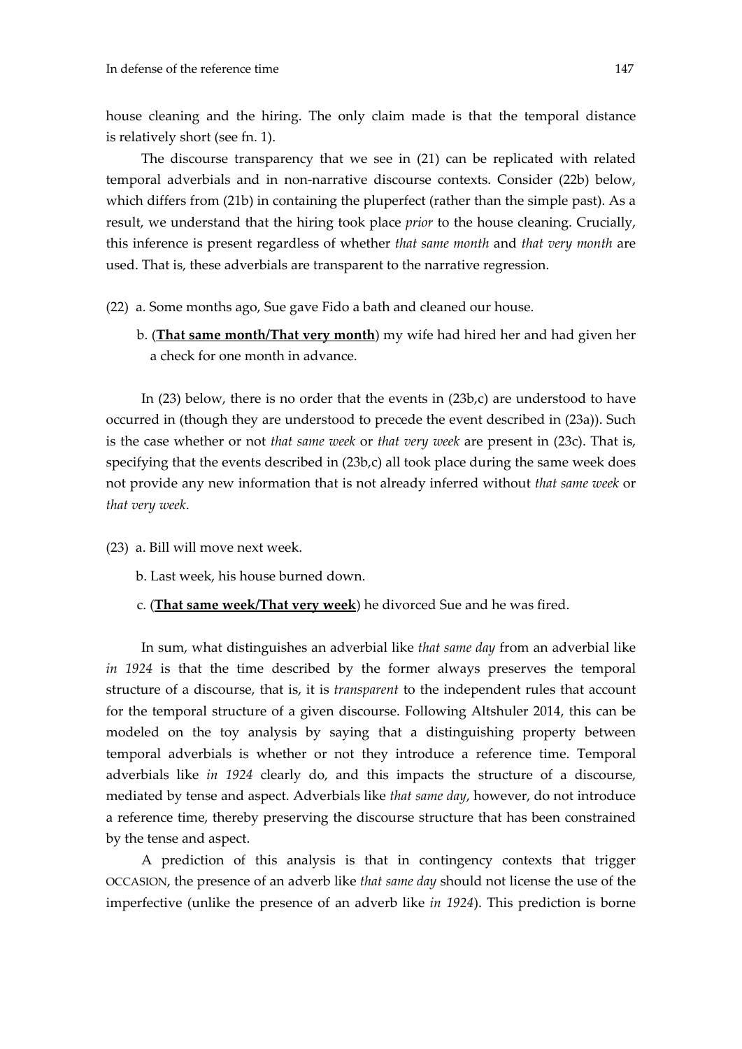house cleaning and the hiring. The only claim made is that the temporal distance is relatively short (see fn. 1).

The discourse transparency that we see in (21) can be replicated with related temporal adverbials and in non-narrative discourse contexts. Consider (22b) below, which differs from (21b) in containing the pluperfect (rather than the simple past). As a result, we understand that the hiring took place *prior* to the house cleaning. Crucially, this inference is present regardless of whether *that same month* and *that very month* are used. That is, these adverbials are transparent to the narrative regression.

(22) a. Some months ago, Sue gave Fido a bath and cleaned our house.

b. (**<u>That same month/That very month</u>**) my wife had hired her and had given her a check for one month in advance.

In (23) below, there is no order that the events in (23b,c) are understood to have occurred in (though they are understood to precede the event described in (23a)). Such is the case whether or not *that same week* or *that very week* are present in (23c). That is, specifying that the events described in (23b,c) all took place during the same week does not provide any new information that is not already inferred without *that same week* or *that very week*.

(23) a. Bill will move next week.

b. Last week, his house burned down.

c. (**<u>That same week/That very week</u>**) he divorced Sue and he was fired.

In sum, what distinguishes an adverbial like *that same day* from an adverbial like *in 1924* is that the time described by the former always preserves the temporal structure of a discourse, that is, it is *transparent* to the independent rules that account for the temporal structure of a given discourse. Following Altshuler 2014, this can be modeled on the toy analysis by saying that a distinguishing property between temporal adverbials is whether or not they introduce a reference time. Temporal adverbials like *in 1924* clearly do, and this impacts the structure of a discourse, mediated by tense and aspect. Adverbials like *that same day*, however, do not introduce a reference time, thereby preserving the discourse structure that has been constrained by the tense and aspect.

A prediction of this analysis is that in contingency contexts that trigger OCCASION, the presence of an adverb like *that same day* should not license the use of the imperfective (unlike the presence of an adverb like *in 1924*). This prediction is borne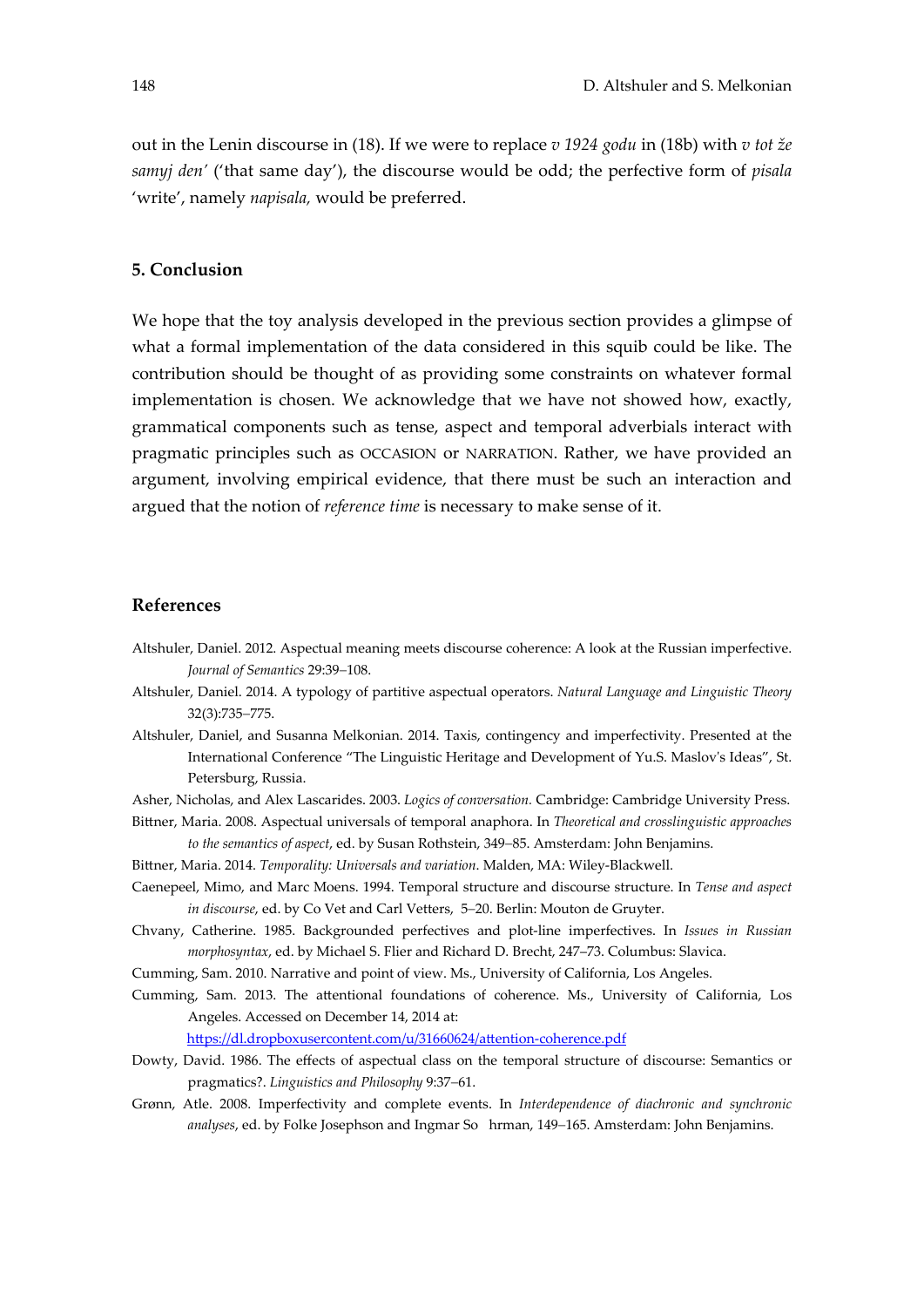out in the Lenin discourse in (18). If we were to replace *v 1924 godu* in (18b) with *v tot že samyj den'* ('that same day'), the discourse would be odd; the perfective form of *pisala* 'write', namely *napisala,* would be preferred.

## 5. Conclusion

We hope that the toy analysis developed in the previous section provides a glimpse of what a formal implementation of the data considered in this squib could be like. The contribution should be thought of as providing some constraints on whatever formal implementation is chosen. We acknowledge that we have not showed how, exactly, grammatical components such as tense, aspect and temporal adverbials interact with pragmatic principles such as OCCASION or NARRATION. Rather, we have provided an argument, involving empirical evidence, that there must be such an interaction and argued that the notion of *reference time* is necessary to make sense of it.

## References

Altshuler, Daniel. 2012. Aspectual meaning meets discourse coherence: A look at the Russian imperfective. *Journal of Semantics* 29:39–108.

Altshuler, Daniel. 2014. A typology of partitive aspectual operators. *Natural Language and Linguistic Theory* 32(3):735–775.

Altshuler, Daniel, and Susanna Melkonian. 2014. Taxis, contingency and imperfectivity. Presented at the International Conference "The Linguistic Heritage and Development of Yu.S. Maslov's Ideas", St. Petersburg, Russia.

Asher, Nicholas, and Alex Lascarides. 2003. *Logics of conversation.* Cambridge: Cambridge University Press.

Bittner, Maria. 2008. Aspectual universals of temporal anaphora. In *Theoretical and crosslinguistic approaches to the semantics of aspect*, ed. by Susan Rothstein, 349–85. Amsterdam: John Benjamins.

Bittner, Maria. 2014. *Temporality: Universals and variation*. Malden, MA: Wiley-Blackwell.

Caenepeel, Mimo, and Marc Moens. 1994. Temporal structure and discourse structure. In *Tense and aspect in discourse*, ed. by Co Vet and Carl Vetters, 5–20. Berlin: Mouton de Gruyter.

Chvany, Catherine. 1985. Backgrounded perfectives and plot-line imperfectives. In *Issues in Russian morphosyntax*, ed. by Michael S. Flier and Richard D. Brecht, 247–73. Columbus: Slavica.

Cumming, Sam. 2010. Narrative and point of view. Ms., University of California, Los Angeles.

Cumming, Sam. 2013. The attentional foundations of coherence. Ms., University of California, Los Angeles. Accessed on December 14, 2014 at: https://dl.dropboxusercontent.com/u/31660624/attention-coherence.pdf

Dowty, David. 1986. The effects of aspectual class on the temporal structure of discourse: Semantics or pragmatics?. *Linguistics and Philosophy* 9:37–61.

Grønn, Atle. 2008. Imperfectivity and complete events. In *Interdependence of diachronic and synchronic analyses*, ed. by Folke Josephson and Ingmar So hrman, 149–165. Amsterdam: John Benjamins.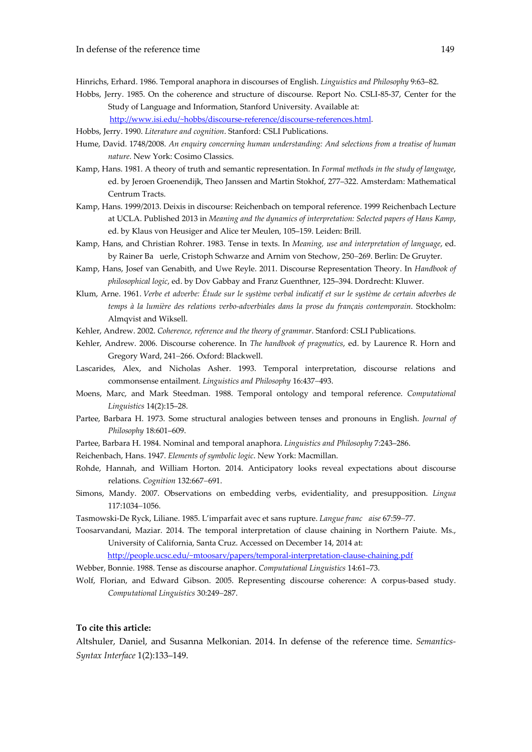Hinrichs, Erhard. 1986. Temporal anaphora in discourses of English. *Linguistics and Philosophy* 9:63–82.

Hobbs, Jerry. 1985. On the coherence and structure of discourse. Report No. CSLI-85-37, Center for the Study of Language and Information, Stanford University. Available at: http://www.isi.edu/~hobbs/discourse-reference/discourse-references.html.

Hobbs, Jerry. 1990. *Literature and cognition*. Stanford: CSLI Publications.

Hume, David. 1748/2008. *An enquiry concerning human understanding: And selections from a treatise of human nature*. New York: Cosimo Classics.

Kamp, Hans. 1981. A theory of truth and semantic representation. In *Formal methods in the study of language*, ed. by Jeroen Groenendijk, Theo Janssen and Martin Stokhof, 277–322. Amsterdam: Mathematical Centrum Tracts.

Kamp, Hans. 1999/2013. Deixis in discourse: Reichenbach on temporal reference. 1999 Reichenbach Lecture at UCLA. Published 2013 in *Meaning and the dynamics of interpretation: Selected papers of Hans Kamp*, ed. by Klaus von Heusiger and Alice ter Meulen, 105–159. Leiden: Brill.

Kamp, Hans, and Christian Rohrer. 1983. Tense in texts. In *Meaning, use and interpretation of language*, ed. by Rainer Ba uerle, Cristoph Schwarze and Arnim von Stechow, 250–269. Berlin: De Gruyter.

Kamp, Hans, Josef van Genabith, and Uwe Reyle. 2011. Discourse Representation Theory. In *Handbook of philosophical logic*, ed. by Dov Gabbay and Franz Guenthner, 125–394. Dordrecht: Kluwer.

Klum, Arne. 1961. *Verbe et adverbe: Étude sur le système verbal indicatif et sur le système de certain adverbes de temps à la lumière des relations verbo-adverbiales dans la prose du français contemporain*. Stockholm: Almqvist and Wiksell.

Kehler, Andrew. 2002. *Coherence, reference and the theory of grammar*. Stanford: CSLI Publications.

Kehler, Andrew. 2006. Discourse coherence. In *The handbook of pragmatics*, ed. by Laurence R. Horn and Gregory Ward, 241–266. Oxford: Blackwell.

Lascarides, Alex, and Nicholas Asher. 1993. Temporal interpretation, discourse relations and commonsense entailment. *Linguistics and Philosophy* 16:437–493.

Moens, Marc, and Mark Steedman. 1988. Temporal ontology and temporal reference. *Computational Linguistics* 14(2):15–28.

Partee, Barbara H. 1973. Some structural analogies between tenses and pronouns in English. *Journal of Philosophy* 18:601–609.

Partee, Barbara H. 1984. Nominal and temporal anaphora. *Linguistics and Philosophy* 7:243–286.

Reichenbach, Hans. 1947. *Elements of symbolic logic*. New York: Macmillan.

Rohde, Hannah, and William Horton. 2014. Anticipatory looks reveal expectations about discourse relations. *Cognition* 132:667–691.

Simons, Mandy. 2007. Observations on embedding verbs, evidentiality, and presupposition. *Lingua* 117:1034–1056.

Tasmowski-De Ryck, Liliane. 1985. L'imparfait avec et sans rupture. *Langue franc aise* 67:59–77.

Toosarvandani, Maziar. 2014. The temporal interpretation of clause chaining in Northern Paiute. Ms., University of California, Santa Cruz. Accessed on December 14, 2014 at: http://people.ucsc.edu/~mtoosarv/papers/temporal-interpretation-clause-chaining.pdf

Webber, Bonnie. 1988. Tense as discourse anaphor. *Computational Linguistics* 14:61–73.

Wolf, Florian, and Edward Gibson. 2005. Representing discourse coherence: A corpus-based study. *Computational Linguistics* 30:249–287.

**To cite this article:**

Altshuler, Daniel, and Susanna Melkonian. 2014. In defense of the reference time. *Semantics-Syntax Interface* 1(2):133–149.